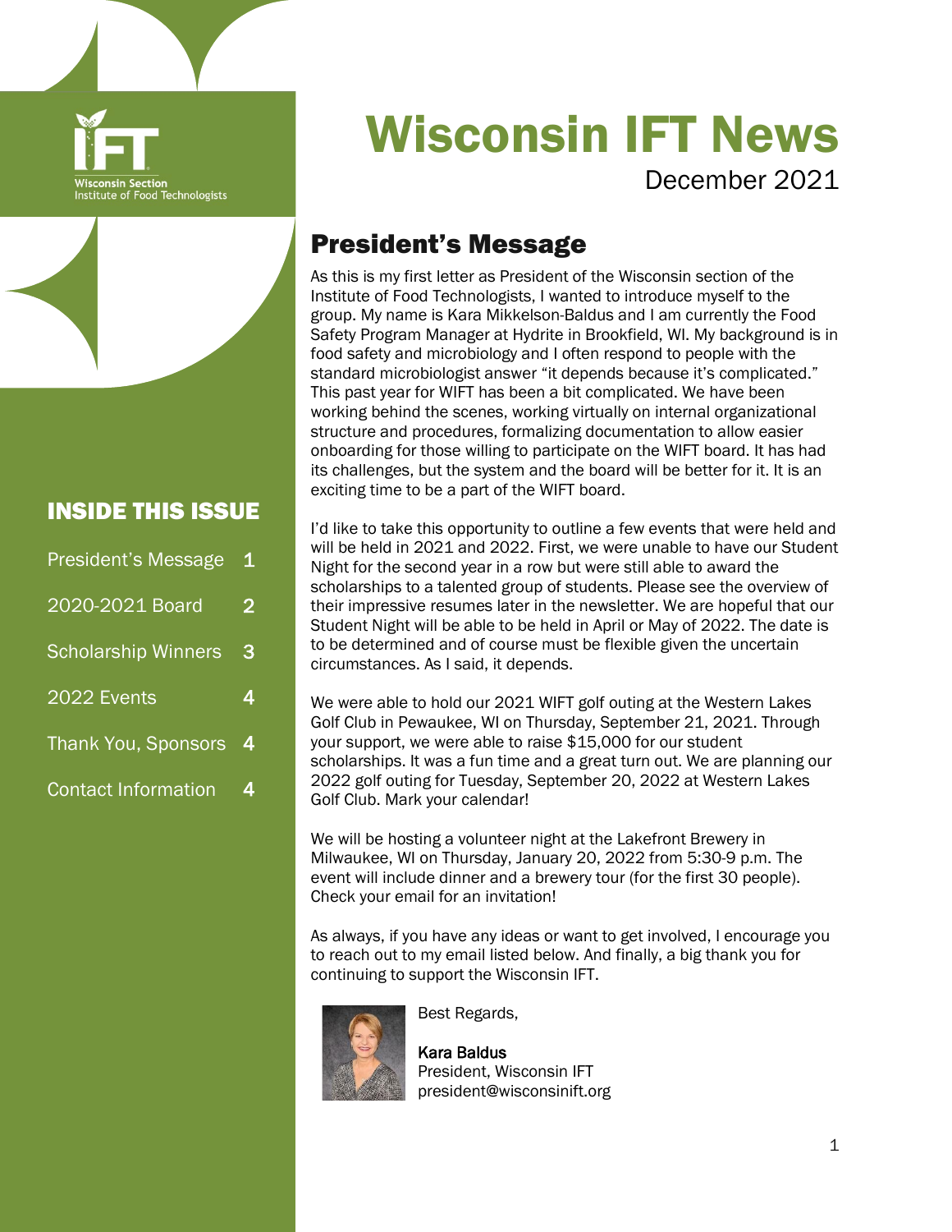Wisconsin Section
Institute of Food Technologists

# Wisconsin IFT News

December 2021

## INSIDE THIS ISSUE

| | |
|---|---|
| President's Message | 1 |
| 2020-2021 Board | 2 |
| Scholarship Winners | 3 |
| 2022 Events | 4 |
| Thank You, Sponsors | 4 |
| Contact Information | 4 |

## President's Message

As this is my first letter as President of the Wisconsin section of the Institute of Food Technologists, I wanted to introduce myself to the group. My name is Kara Mikkelson-Baldus and I am currently the Food Safety Program Manager at Hydrite in Brookfield, WI. My background is in food safety and microbiology and I often respond to people with the standard microbiologist answer "it depends because it's complicated." This past year for WIFT has been a bit complicated. We have been working behind the scenes, working virtually on internal organizational structure and procedures, formalizing documentation to allow easier onboarding for those willing to participate on the WIFT board. It has had its challenges, but the system and the board will be better for it. It is an exciting time to be a part of the WIFT board.

I'd like to take this opportunity to outline a few events that were held and will be held in 2021 and 2022. First, we were unable to have our Student Night for the second year in a row but were still able to award the scholarships to a talented group of students. Please see the overview of their impressive resumes later in the newsletter. We are hopeful that our Student Night will be able to be held in April or May of 2022. The date is to be determined and of course must be flexible given the uncertain circumstances. As I said, it depends.

We were able to hold our 2021 WIFT golf outing at the Western Lakes Golf Club in Pewaukee, WI on Thursday, September 21, 2021. Through your support, we were able to raise $15,000 for our student scholarships. It was a fun time and a great turn out. We are planning our 2022 golf outing for Tuesday, September 20, 2022 at Western Lakes Golf Club. Mark your calendar!

We will be hosting a volunteer night at the Lakefront Brewery in Milwaukee, WI on Thursday, January 20, 2022 from 5:30-9 p.m. The event will include dinner and a brewery tour (for the first 30 people). Check your email for an invitation!

As always, if you have any ideas or want to get involved, I encourage you to reach out to my email listed below. And finally, a big thank you for continuing to support the Wisconsin IFT.

Best Regards,

**Kara Baldus**
President, Wisconsin IFT
president@wisconsinift.org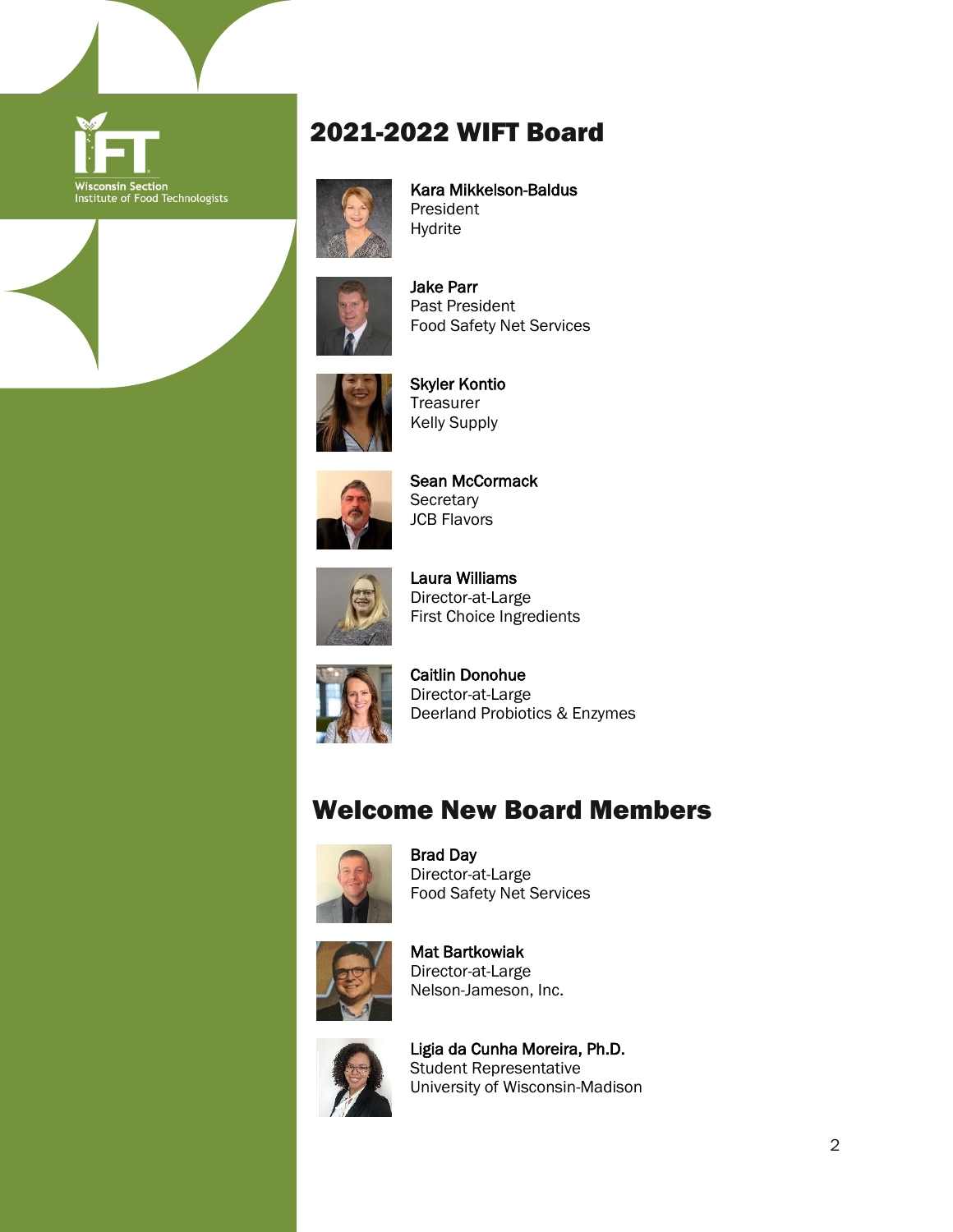Wisconsin Section
Institute of Food Technologists

# 2021-2022 WIFT Board

**Kara Mikkelson-Baldus**
President
Hydrite

**Jake Parr**
Past President
Food Safety Net Services

**Skyler Kontio**
Treasurer
Kelly Supply

**Sean McCormack**
Secretary
JCB Flavors

**Laura Williams**
Director-at-Large
First Choice Ingredients

**Caitlin Donohue**
Director-at-Large
Deerland Probiotics & Enzymes

# Welcome New Board Members

**Brad Day**
Director-at-Large
Food Safety Net Services

**Mat Bartkowiak**
Director-at-Large
Nelson-Jameson, Inc.

**Ligia da Cunha Moreira, Ph.D.**
Student Representative
University of Wisconsin-Madison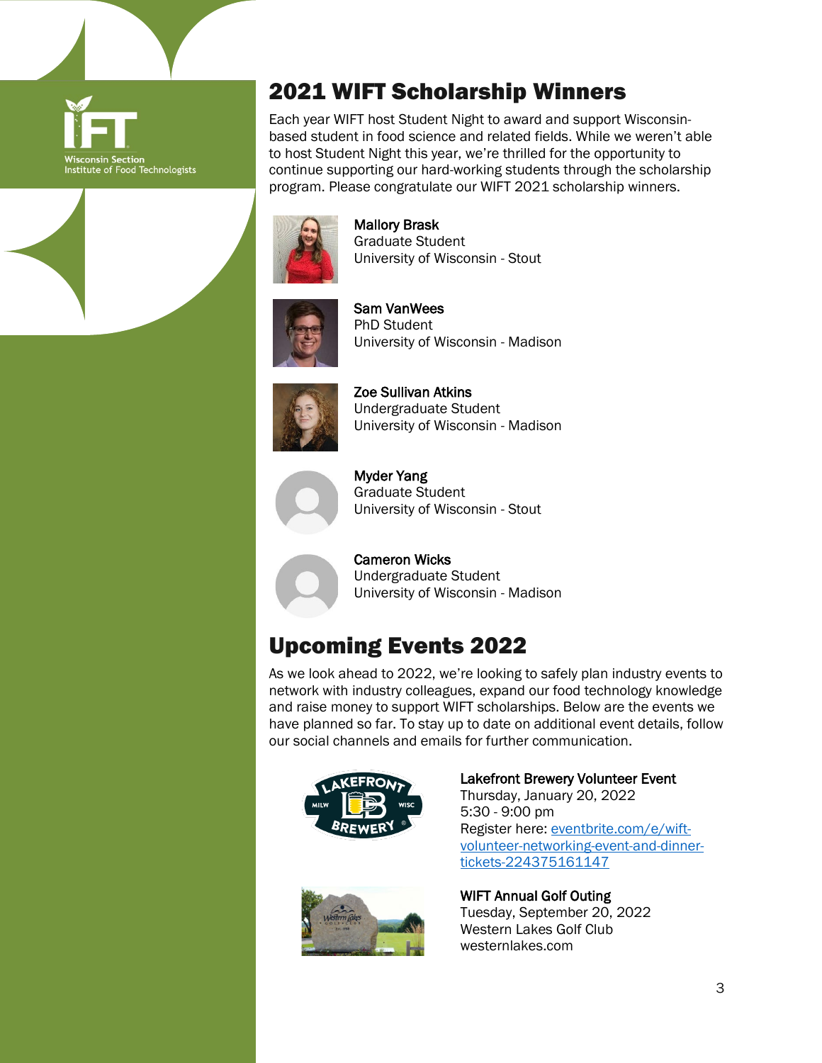## 2021 WIFT Scholarship Winners

Each year WIFT host Student Night to award and support Wisconsin-based student in food science and related fields. While we weren't able to host Student Night this year, we're thrilled for the opportunity to continue supporting our hard-working students through the scholarship program. Please congratulate our WIFT 2021 scholarship winners.

**Mallory Brask**
Graduate Student
University of Wisconsin - Stout

**Sam VanWees**
PhD Student
University of Wisconsin - Madison

**Zoe Sullivan Atkins**
Undergraduate Student
University of Wisconsin - Madison

**Myder Yang**
Graduate Student
University of Wisconsin - Stout

**Cameron Wicks**
Undergraduate Student
University of Wisconsin - Madison

## Upcoming Events 2022

As we look ahead to 2022, we're looking to safely plan industry events to network with industry colleagues, expand our food technology knowledge and raise money to support WIFT scholarships. Below are the events we have planned so far. To stay up to date on additional event details, follow our social channels and emails for further communication.

**Lakefront Brewery Volunteer Event**
Thursday, January 20, 2022
5:30 - 9:00 pm
Register here: [eventbrite.com/e/wift-volunteer-networking-event-and-dinner-tickets-224375161147](https://eventbrite.com/e/wift-volunteer-networking-event-and-dinner-tickets-224375161147)

**WIFT Annual Golf Outing**
Tuesday, September 20, 2022
Western Lakes Golf Club
westernlakes.com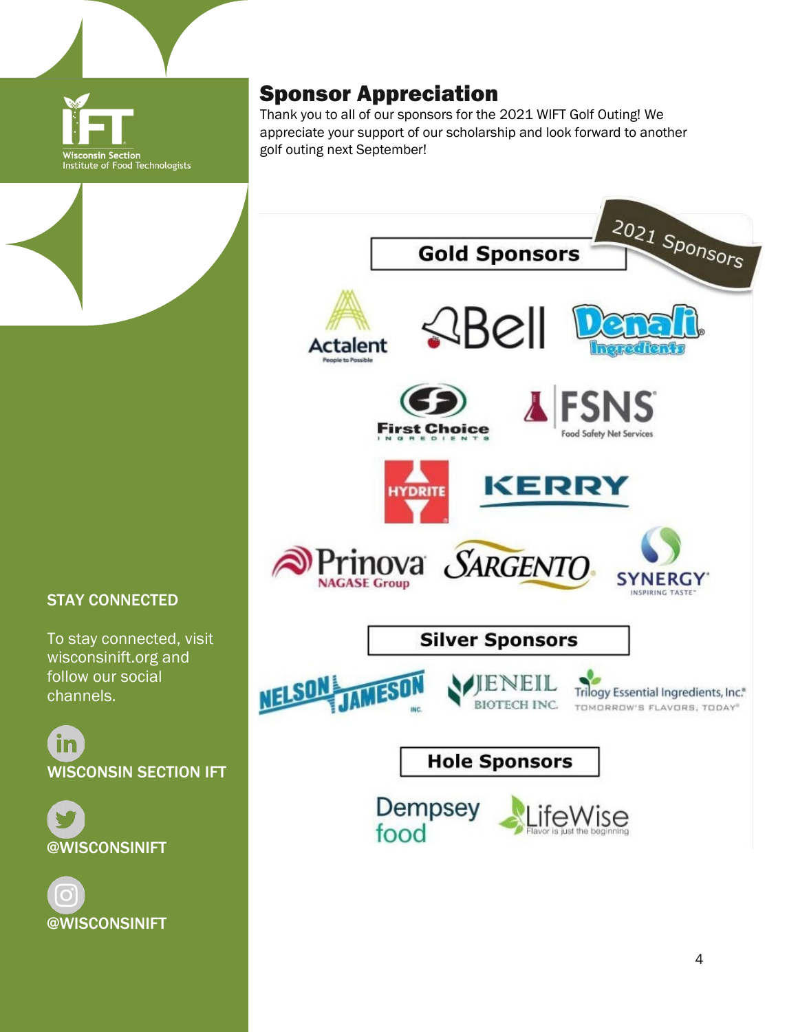Wisconsin Section
Institute of Food Technologists

## Sponsor Appreciation

Thank you to all of our sponsors for the 2021 WIFT Golf Outing! We appreciate your support of our scholarship and look forward to another golf outing next September!

2021 Sponsors

### Gold Sponsors

Actalent
Bell
Denali Ingredients
First Choice Ingredients
FSNS Food Safety Net Services
Hydrite
Kerry
Prinova Nagase Group
Sargento
Synergy Inspiring Taste

### Silver Sponsors

Nelson Jameson Inc.
Jeneil Biotech Inc.
Trilogy Essential Ingredients, Inc. Tomorrow's Flavors, Today

### Hole Sponsors

Dempsey food
LifeWise Flavor is just the beginning

### STAY CONNECTED

To stay connected, visit wisconsinift.org and follow our social channels.

WISCONSIN SECTION IFT

@WISCONSINIFT

@WISCONSINIFT